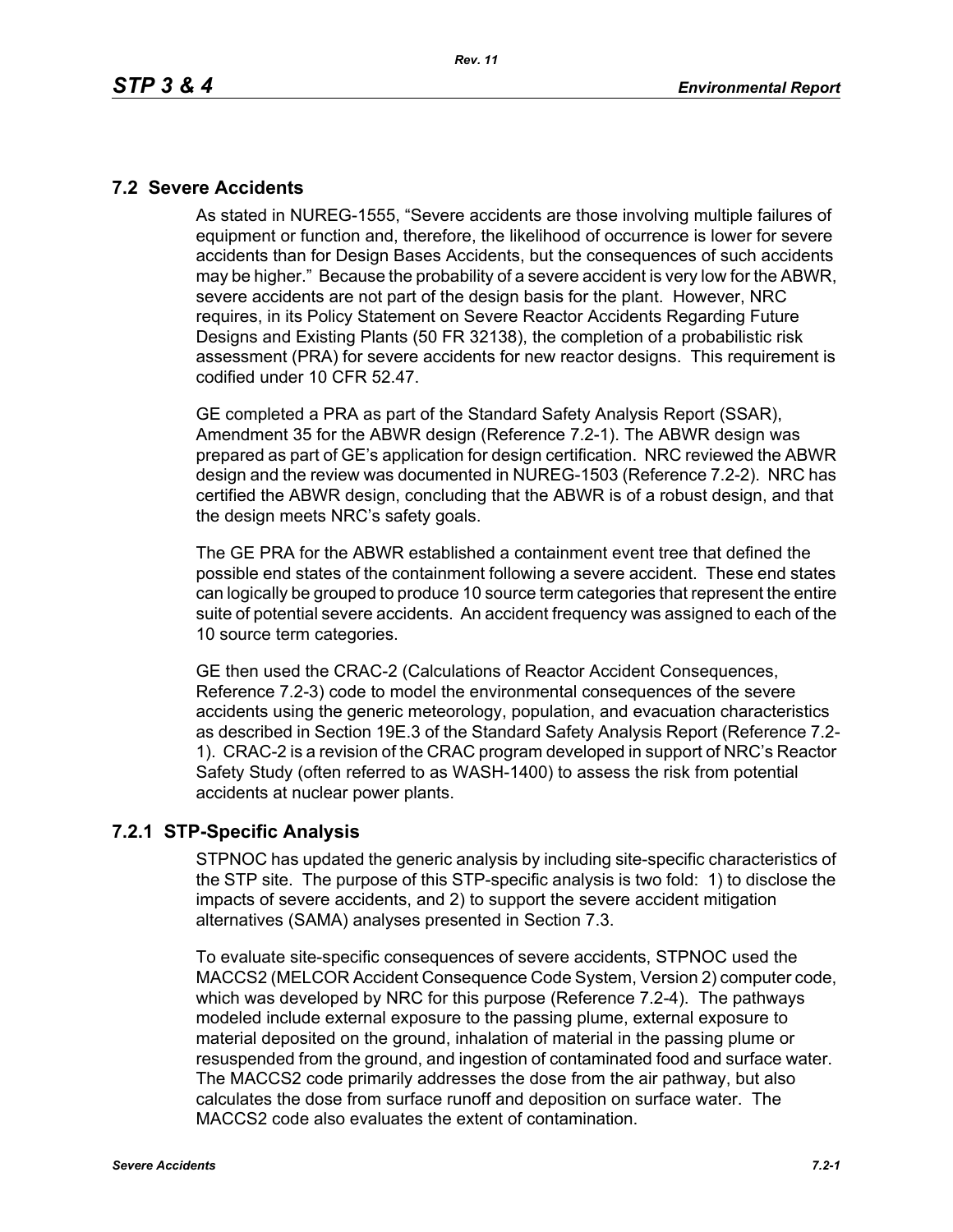## 7.2 Severe Accidents

As stated in NUREG-1555, “Severe accidents are those involving multiple failures of equipment or function and, therefore, the likelihood of occurrence is lower for severe accidents than for Design Bases Accidents, but the consequences of such accidents may be higher.” Because the probability of a severe accident is very low for the ABWR, severe accidents are not part of the design basis for the plant. However, NRC requires, in its Policy Statement on Severe Reactor Accidents Regarding Future Designs and Existing Plants (50 FR 32138), the completion of a probabilistic risk assessment (PRA) for severe accidents for new reactor designs. This requirement is codified under 10 CFR 52.47.

GE completed a PRA as part of the Standard Safety Analysis Report (SSAR), Amendment 35 for the ABWR design (Reference 7.2-1). The ABWR design was prepared as part of GE’s application for design certification. NRC reviewed the ABWR design and the review was documented in NUREG-1503 (Reference 7.2-2). NRC has certified the ABWR design, concluding that the ABWR is of a robust design, and that the design meets NRC’s safety goals.

The GE PRA for the ABWR established a containment event tree that defined the possible end states of the containment following a severe accident. These end states can logically be grouped to produce 10 source term categories that represent the entire suite of potential severe accidents. An accident frequency was assigned to each of the 10 source term categories.

GE then used the CRAC-2 (Calculations of Reactor Accident Consequences, Reference 7.2-3) code to model the environmental consequences of the severe accidents using the generic meteorology, population, and evacuation characteristics as described in Section 19E.3 of the Standard Safety Analysis Report (Reference 7.2-1). CRAC-2 is a revision of the CRAC program developed in support of NRC’s Reactor Safety Study (often referred to as WASH-1400) to assess the risk from potential accidents at nuclear power plants.

### 7.2.1 STP-Specific Analysis

STPNOC has updated the generic analysis by including site-specific characteristics of the STP site. The purpose of this STP-specific analysis is two fold: 1) to disclose the impacts of severe accidents, and 2) to support the severe accident mitigation alternatives (SAMA) analyses presented in Section 7.3.

To evaluate site-specific consequences of severe accidents, STPNOC used the MACCS2 (MELCOR Accident Consequence Code System, Version 2) computer code, which was developed by NRC for this purpose (Reference 7.2-4). The pathways modeled include external exposure to the passing plume, external exposure to material deposited on the ground, inhalation of material in the passing plume or resuspended from the ground, and ingestion of contaminated food and surface water. The MACCS2 code primarily addresses the dose from the air pathway, but also calculates the dose from surface runoff and deposition on surface water. The MACCS2 code also evaluates the extent of contamination.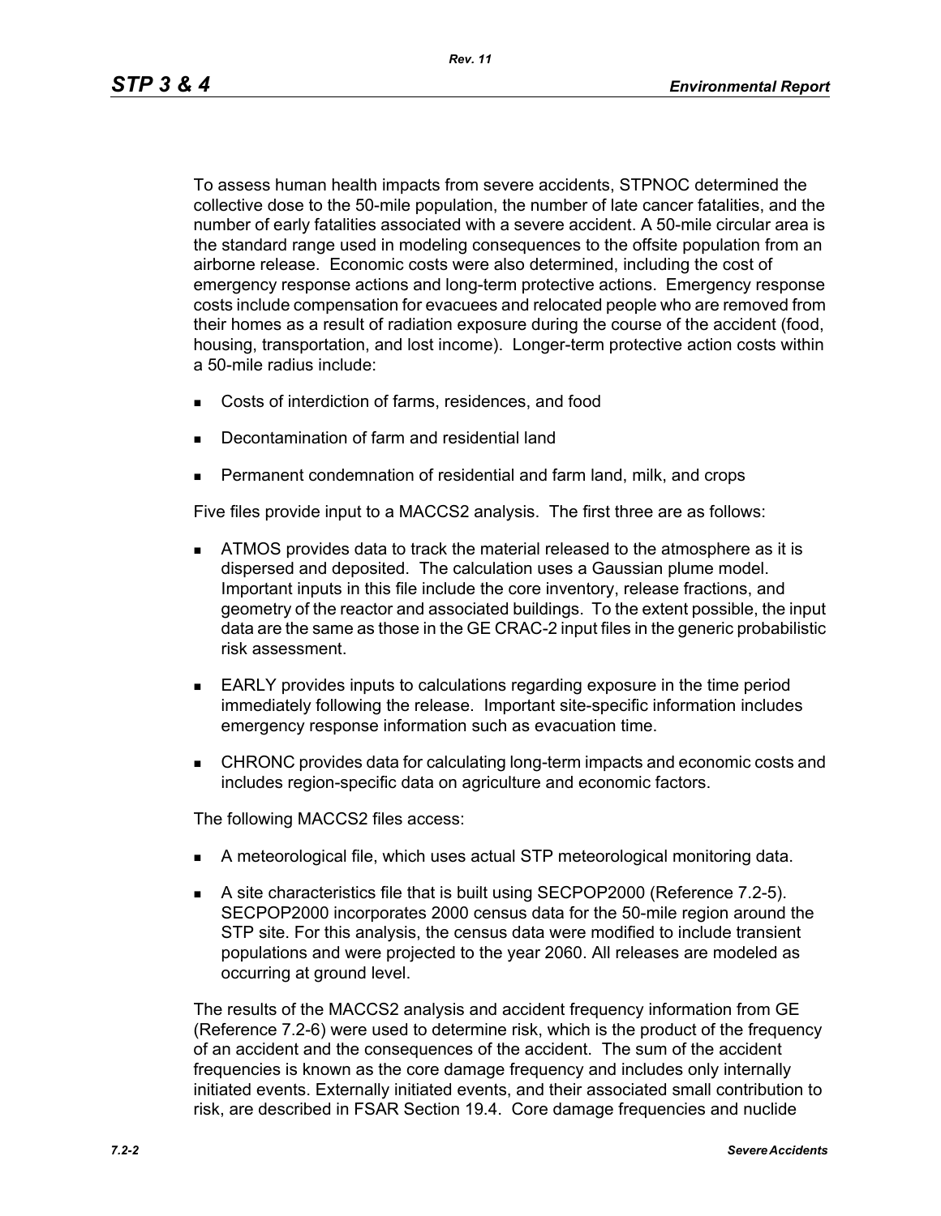To assess human health impacts from severe accidents, STPNOC determined the collective dose to the 50-mile population, the number of late cancer fatalities, and the number of early fatalities associated with a severe accident. A 50-mile circular area is the standard range used in modeling consequences to the offsite population from an airborne release. Economic costs were also determined, including the cost of emergency response actions and long-term protective actions. Emergency response costs include compensation for evacuees and relocated people who are removed from their homes as a result of radiation exposure during the course of the accident (food, housing, transportation, and lost income). Longer-term protective action costs within a 50-mile radius include:

- Costs of interdiction of farms, residences, and food
- Decontamination of farm and residential land
- Permanent condemnation of residential and farm land, milk, and crops

Five files provide input to a MACCS2 analysis. The first three are as follows:

- ATMOS provides data to track the material released to the atmosphere as it is dispersed and deposited. The calculation uses a Gaussian plume model. Important inputs in this file include the core inventory, release fractions, and geometry of the reactor and associated buildings. To the extent possible, the input data are the same as those in the GE CRAC-2 input files in the generic probabilistic risk assessment.
- EARLY provides inputs to calculations regarding exposure in the time period immediately following the release. Important site-specific information includes emergency response information such as evacuation time.
- CHRONC provides data for calculating long-term impacts and economic costs and includes region-specific data on agriculture and economic factors.

The following MACCS2 files access:

- A meteorological file, which uses actual STP meteorological monitoring data.
- A site characteristics file that is built using SECPOP2000 (Reference 7.2-5). SECPOP2000 incorporates 2000 census data for the 50-mile region around the STP site. For this analysis, the census data were modified to include transient populations and were projected to the year 2060. All releases are modeled as occurring at ground level.

The results of the MACCS2 analysis and accident frequency information from GE (Reference 7.2-6) were used to determine risk, which is the product of the frequency of an accident and the consequences of the accident. The sum of the accident frequencies is known as the core damage frequency and includes only internally initiated events. Externally initiated events, and their associated small contribution to risk, are described in FSAR Section 19.4. Core damage frequencies and nuclide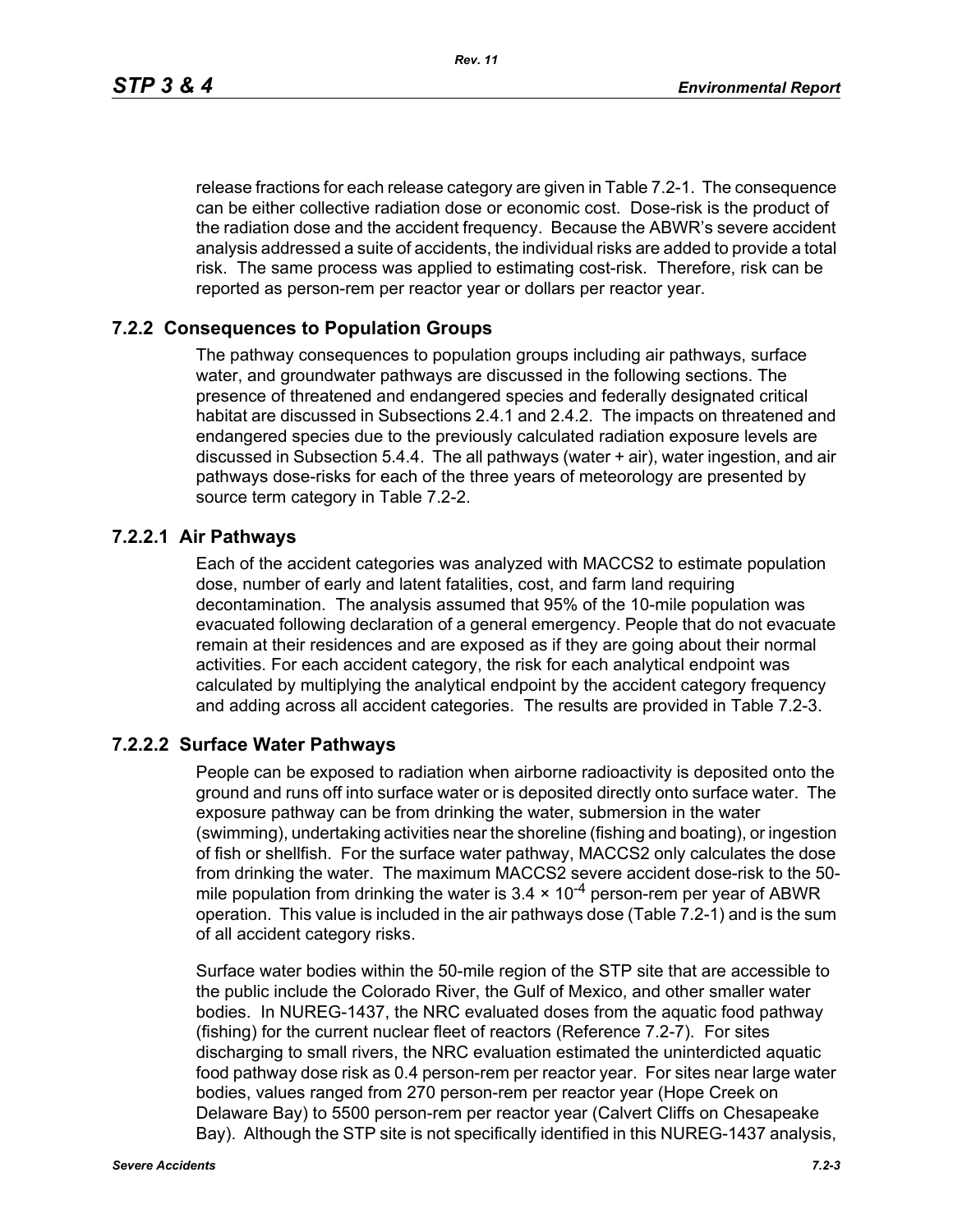release fractions for each release category are given in Table 7.2-1. The consequence can be either collective radiation dose or economic cost. Dose-risk is the product of the radiation dose and the accident frequency. Because the ABWR's severe accident analysis addressed a suite of accidents, the individual risks are added to provide a total risk. The same process was applied to estimating cost-risk. Therefore, risk can be reported as person-rem per reactor year or dollars per reactor year.

## 7.2.2 Consequences to Population Groups

The pathway consequences to population groups including air pathways, surface water, and groundwater pathways are discussed in the following sections. The presence of threatened and endangered species and federally designated critical habitat are discussed in Subsections 2.4.1 and 2.4.2. The impacts on threatened and endangered species due to the previously calculated radiation exposure levels are discussed in Subsection 5.4.4. The all pathways (water + air), water ingestion, and air pathways dose-risks for each of the three years of meteorology are presented by source term category in Table 7.2-2.

### 7.2.2.1 Air Pathways

Each of the accident categories was analyzed with MACCS2 to estimate population dose, number of early and latent fatalities, cost, and farm land requiring decontamination. The analysis assumed that 95% of the 10-mile population was evacuated following declaration of a general emergency. People that do not evacuate remain at their residences and are exposed as if they are going about their normal activities. For each accident category, the risk for each analytical endpoint was calculated by multiplying the analytical endpoint by the accident category frequency and adding across all accident categories. The results are provided in Table 7.2-3.

### 7.2.2.2 Surface Water Pathways

People can be exposed to radiation when airborne radioactivity is deposited onto the ground and runs off into surface water or is deposited directly onto surface water. The exposure pathway can be from drinking the water, submersion in the water (swimming), undertaking activities near the shoreline (fishing and boating), or ingestion of fish or shellfish. For the surface water pathway, MACCS2 only calculates the dose from drinking the water. The maximum MACCS2 severe accident dose-risk to the 50-mile population from drinking the water is $3.4 \times 10^{-4}$ person-rem per year of ABWR operation. This value is included in the air pathways dose (Table 7.2-1) and is the sum of all accident category risks.

Surface water bodies within the 50-mile region of the STP site that are accessible to the public include the Colorado River, the Gulf of Mexico, and other smaller water bodies. In NUREG-1437, the NRC evaluated doses from the aquatic food pathway (fishing) for the current nuclear fleet of reactors (Reference 7.2-7). For sites discharging to small rivers, the NRC evaluation estimated the uninterdicted aquatic food pathway dose risk as 0.4 person-rem per reactor year. For sites near large water bodies, values ranged from 270 person-rem per reactor year (Hope Creek on Delaware Bay) to 5500 person-rem per reactor year (Calvert Cliffs on Chesapeake Bay). Although the STP site is not specifically identified in this NUREG-1437 analysis,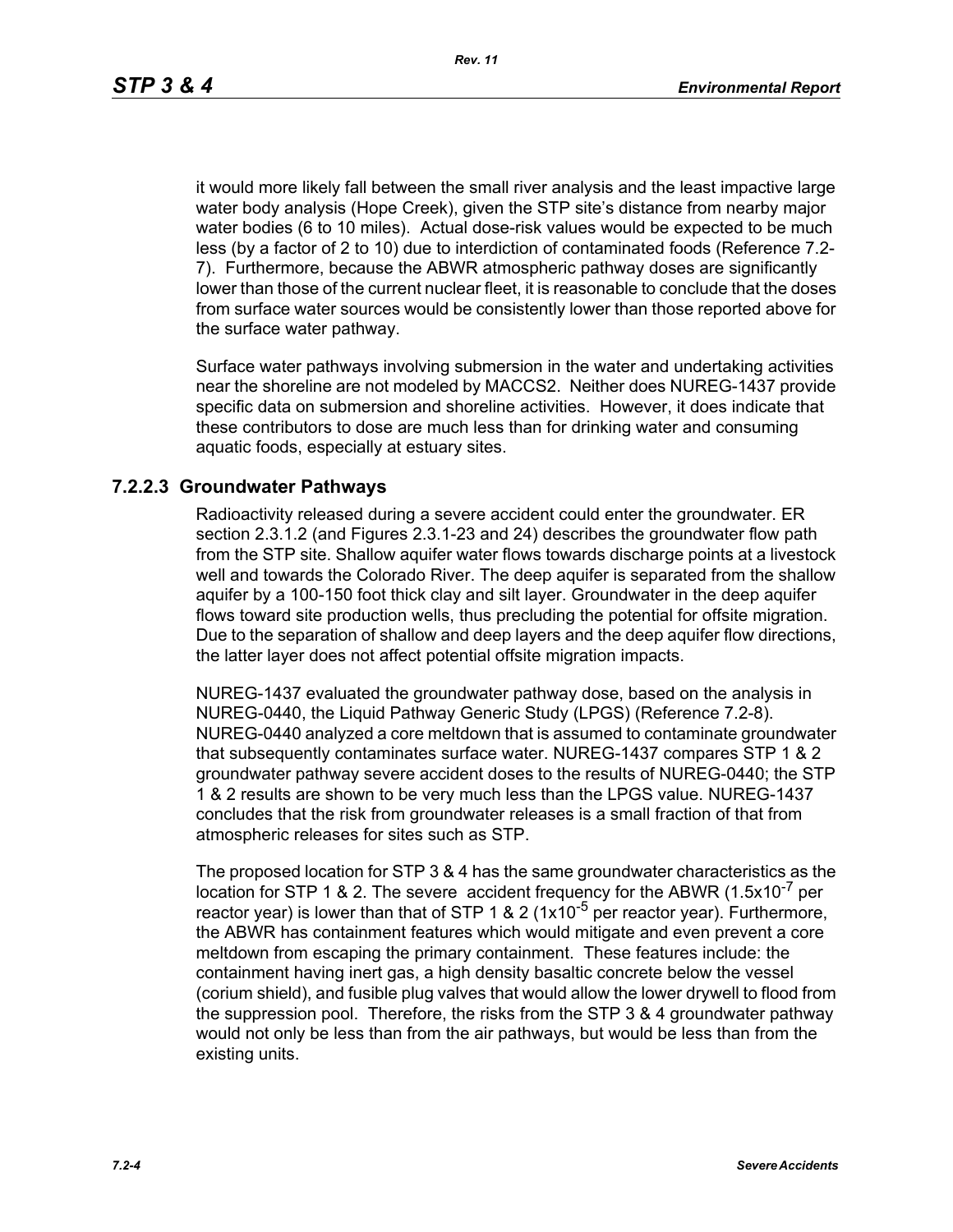it would more likely fall between the small river analysis and the least impactive large water body analysis (Hope Creek), given the STP site's distance from nearby major water bodies (6 to 10 miles). Actual dose-risk values would be expected to be much less (by a factor of 2 to 10) due to interdiction of contaminated foods (Reference 7.2-7). Furthermore, because the ABWR atmospheric pathway doses are significantly lower than those of the current nuclear fleet, it is reasonable to conclude that the doses from surface water sources would be consistently lower than those reported above for the surface water pathway.

Surface water pathways involving submersion in the water and undertaking activities near the shoreline are not modeled by MACCS2. Neither does NUREG-1437 provide specific data on submersion and shoreline activities. However, it does indicate that these contributors to dose are much less than for drinking water and consuming aquatic foods, especially at estuary sites.

### 7.2.2.3 Groundwater Pathways

Radioactivity released during a severe accident could enter the groundwater. ER section 2.3.1.2 (and Figures 2.3.1-23 and 24) describes the groundwater flow path from the STP site. Shallow aquifer water flows towards discharge points at a livestock well and towards the Colorado River. The deep aquifer is separated from the shallow aquifer by a 100-150 foot thick clay and silt layer. Groundwater in the deep aquifer flows toward site production wells, thus precluding the potential for offsite migration. Due to the separation of shallow and deep layers and the deep aquifer flow directions, the latter layer does not affect potential offsite migration impacts.

NUREG-1437 evaluated the groundwater pathway dose, based on the analysis in NUREG-0440, the Liquid Pathway Generic Study (LPGS) (Reference 7.2-8). NUREG-0440 analyzed a core meltdown that is assumed to contaminate groundwater that subsequently contaminates surface water. NUREG-1437 compares STP 1 & 2 groundwater pathway severe accident doses to the results of NUREG-0440; the STP 1 & 2 results are shown to be very much less than the LPGS value. NUREG-1437 concludes that the risk from groundwater releases is a small fraction of that from atmospheric releases for sites such as STP.

The proposed location for STP 3 & 4 has the same groundwater characteristics as the location for STP 1 & 2. The severe accident frequency for the ABWR ($1.5 \times 10^{-7}$ per reactor year) is lower than that of STP 1 & 2 ($1 \times 10^{-5}$ per reactor year). Furthermore, the ABWR has containment features which would mitigate and even prevent a core meltdown from escaping the primary containment. These features include: the containment having inert gas, a high density basaltic concrete below the vessel (corium shield), and fusible plug valves that would allow the lower drywell to flood from the suppression pool. Therefore, the risks from the STP 3 & 4 groundwater pathway would not only be less than from the air pathways, but would be less than from the existing units.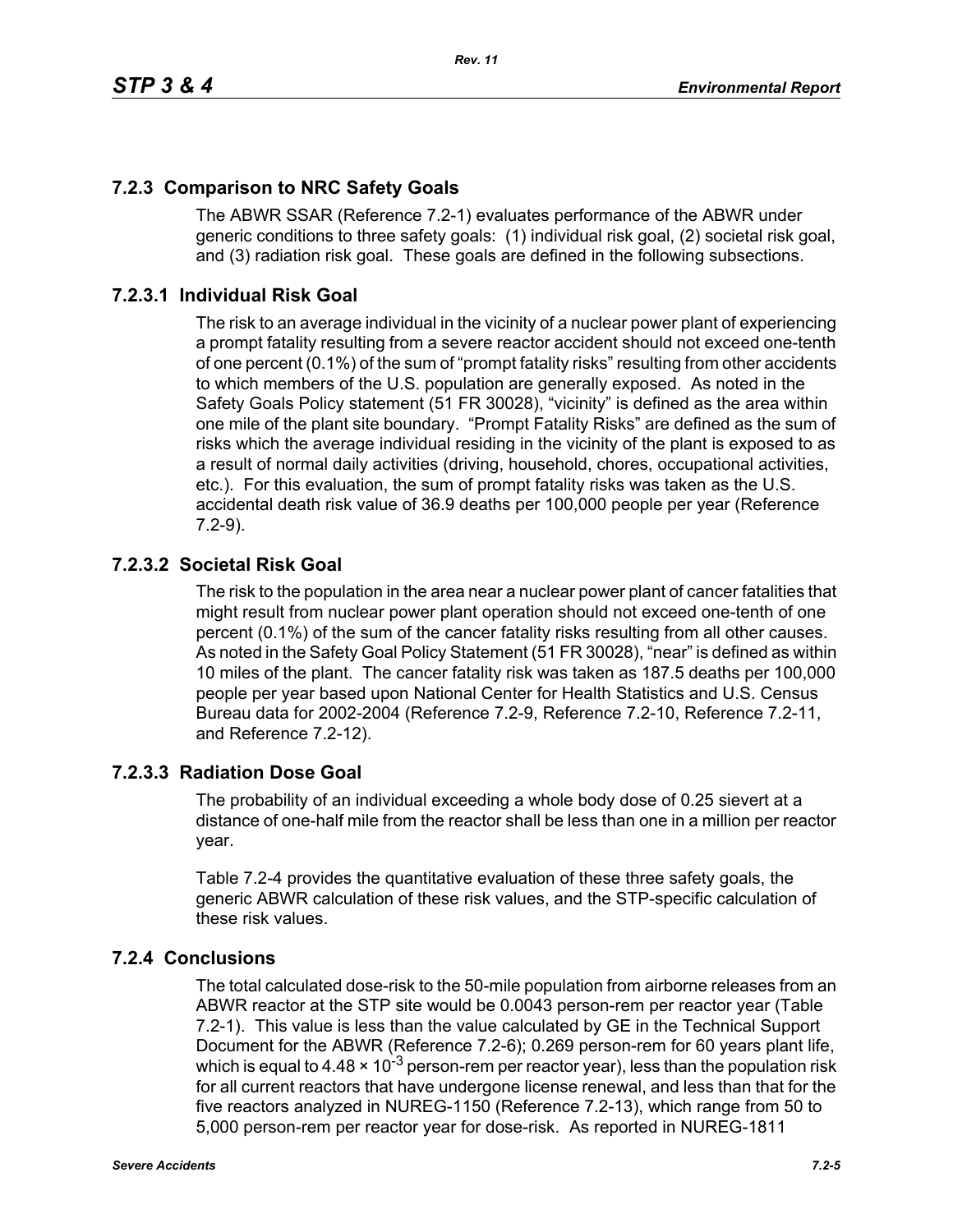## 7.2.3 Comparison to NRC Safety Goals

The ABWR SSAR (Reference 7.2-1) evaluates performance of the ABWR under generic conditions to three safety goals: (1) individual risk goal, (2) societal risk goal, and (3) radiation risk goal. These goals are defined in the following subsections.

### 7.2.3.1 Individual Risk Goal

The risk to an average individual in the vicinity of a nuclear power plant of experiencing a prompt fatality resulting from a severe reactor accident should not exceed one-tenth of one percent (0.1%) of the sum of "prompt fatality risks" resulting from other accidents to which members of the U.S. population are generally exposed. As noted in the Safety Goals Policy statement (51 FR 30028), "vicinity" is defined as the area within one mile of the plant site boundary. "Prompt Fatality Risks" are defined as the sum of risks which the average individual residing in the vicinity of the plant is exposed to as a result of normal daily activities (driving, household, chores, occupational activities, etc.). For this evaluation, the sum of prompt fatality risks was taken as the U.S. accidental death risk value of 36.9 deaths per 100,000 people per year (Reference 7.2-9).

### 7.2.3.2 Societal Risk Goal

The risk to the population in the area near a nuclear power plant of cancer fatalities that might result from nuclear power plant operation should not exceed one-tenth of one percent (0.1%) of the sum of the cancer fatality risks resulting from all other causes. As noted in the Safety Goal Policy Statement (51 FR 30028), "near" is defined as within 10 miles of the plant. The cancer fatality risk was taken as 187.5 deaths per 100,000 people per year based upon National Center for Health Statistics and U.S. Census Bureau data for 2002-2004 (Reference 7.2-9, Reference 7.2-10, Reference 7.2-11, and Reference 7.2-12).

### 7.2.3.3 Radiation Dose Goal

The probability of an individual exceeding a whole body dose of 0.25 sievert at a distance of one-half mile from the reactor shall be less than one in a million per reactor year.

Table 7.2-4 provides the quantitative evaluation of these three safety goals, the generic ABWR calculation of these risk values, and the STP-specific calculation of these risk values.

## 7.2.4 Conclusions

The total calculated dose-risk to the 50-mile population from airborne releases from an ABWR reactor at the STP site would be 0.0043 person-rem per reactor year (Table 7.2-1). This value is less than the value calculated by GE in the Technical Support Document for the ABWR (Reference 7.2-6); 0.269 person-rem for 60 years plant life, which is equal to $4.48 \times 10^{-3}$ person-rem per reactor year), less than the population risk for all current reactors that have undergone license renewal, and less than that for the five reactors analyzed in NUREG-1150 (Reference 7.2-13), which range from 50 to 5,000 person-rem per reactor year for dose-risk. As reported in NUREG-1811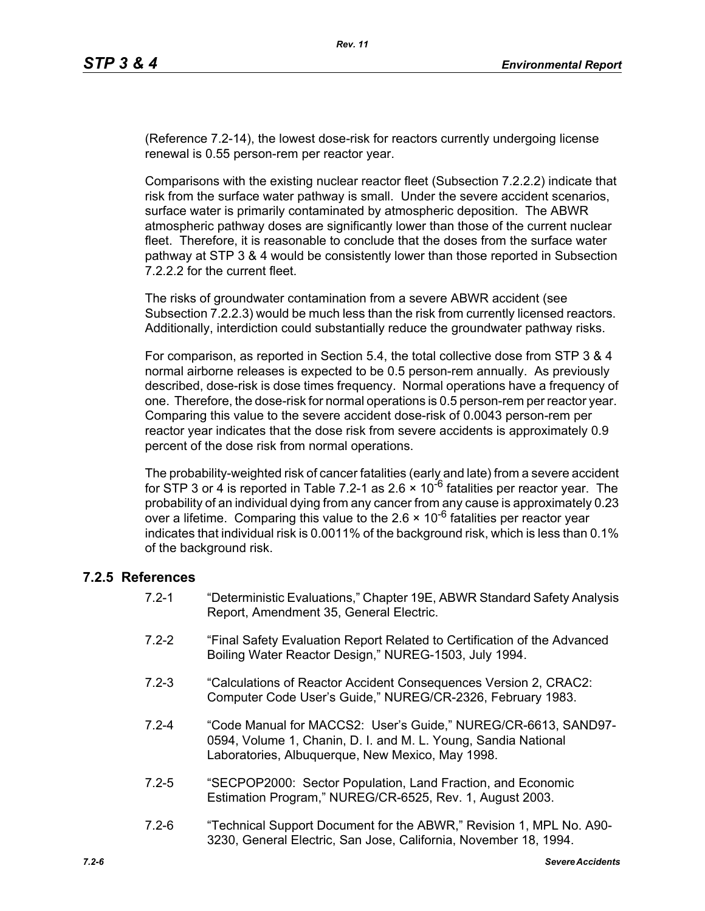(Reference 7.2-14), the lowest dose-risk for reactors currently undergoing license renewal is 0.55 person-rem per reactor year.

Comparisons with the existing nuclear reactor fleet (Subsection 7.2.2.2) indicate that risk from the surface water pathway is small. Under the severe accident scenarios, surface water is primarily contaminated by atmospheric deposition. The ABWR atmospheric pathway doses are significantly lower than those of the current nuclear fleet. Therefore, it is reasonable to conclude that the doses from the surface water pathway at STP 3 & 4 would be consistently lower than those reported in Subsection 7.2.2.2 for the current fleet.

The risks of groundwater contamination from a severe ABWR accident (see Subsection 7.2.2.3) would be much less than the risk from currently licensed reactors. Additionally, interdiction could substantially reduce the groundwater pathway risks.

For comparison, as reported in Section 5.4, the total collective dose from STP 3 & 4 normal airborne releases is expected to be 0.5 person-rem annually. As previously described, dose-risk is dose times frequency. Normal operations have a frequency of one. Therefore, the dose-risk for normal operations is 0.5 person-rem per reactor year. Comparing this value to the severe accident dose-risk of 0.0043 person-rem per reactor year indicates that the dose risk from severe accidents is approximately 0.9 percent of the dose risk from normal operations.

The probability-weighted risk of cancer fatalities (early and late) from a severe accident for STP 3 or 4 is reported in Table 7.2-1 as $2.6 \times 10^{-6}$ fatalities per reactor year. The probability of an individual dying from any cancer from any cause is approximately 0.23 over a lifetime. Comparing this value to the $2.6 \times 10^{-6}$ fatalities per reactor year indicates that individual risk is 0.0011% of the background risk, which is less than 0.1% of the background risk.

### 7.2.5 References

- 7.2-1 "Deterministic Evaluations," Chapter 19E, ABWR Standard Safety Analysis Report, Amendment 35, General Electric.
- 7.2-2 "Final Safety Evaluation Report Related to Certification of the Advanced Boiling Water Reactor Design," NUREG-1503, July 1994.
- 7.2-3 "Calculations of Reactor Accident Consequences Version 2, CRAC2: Computer Code User's Guide," NUREG/CR-2326, February 1983.
- 7.2-4 "Code Manual for MACCS2: User's Guide," NUREG/CR-6613, SAND97-0594, Volume 1, Chanin, D. I. and M. L. Young, Sandia National Laboratories, Albuquerque, New Mexico, May 1998.
- 7.2-5 "SECPOP2000: Sector Population, Land Fraction, and Economic Estimation Program," NUREG/CR-6525, Rev. 1, August 2003.
- 7.2-6 "Technical Support Document for the ABWR," Revision 1, MPL No. A90-3230, General Electric, San Jose, California, November 18, 1994.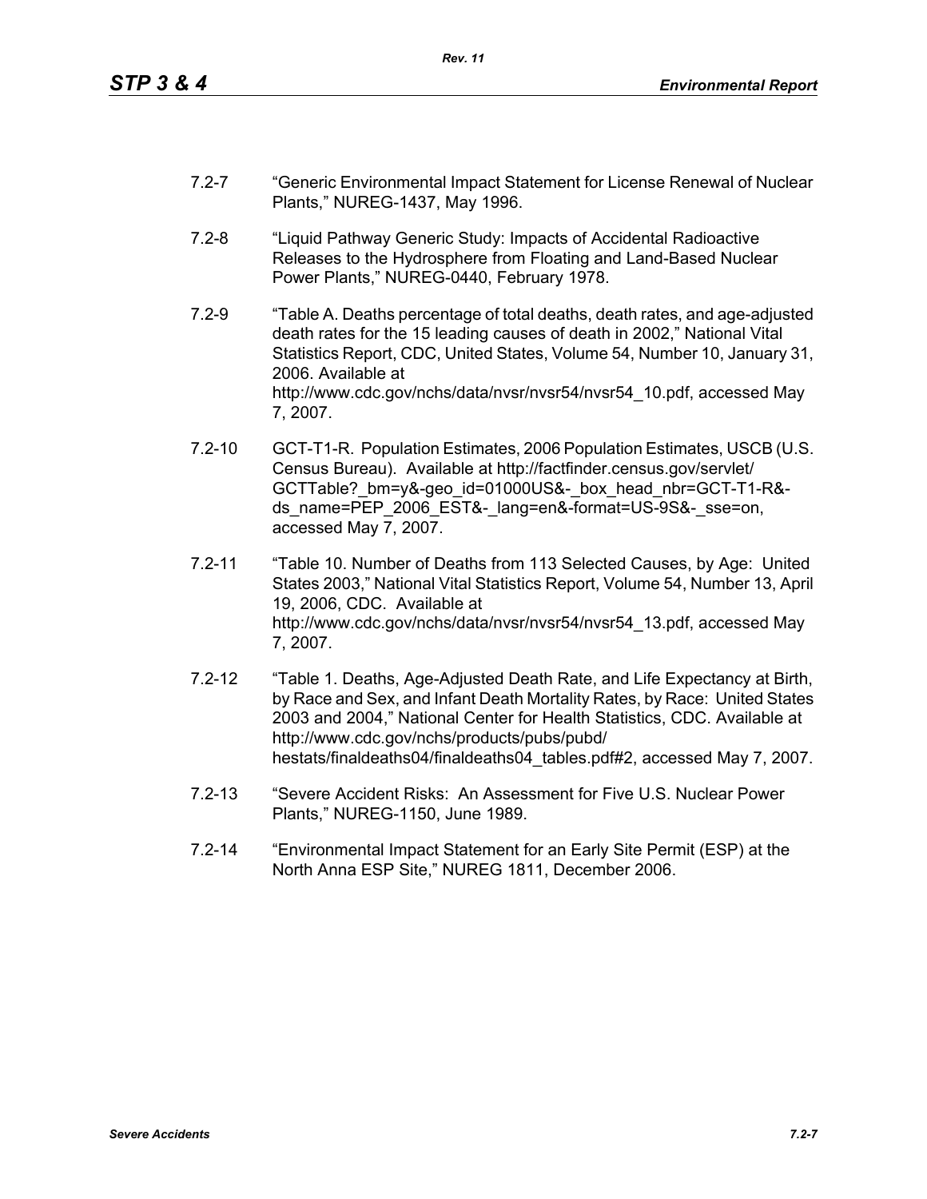7.2-7 “Generic Environmental Impact Statement for License Renewal of Nuclear Plants,” NUREG-1437, May 1996.

7.2-8 “Liquid Pathway Generic Study: Impacts of Accidental Radioactive Releases to the Hydrosphere from Floating and Land-Based Nuclear Power Plants,” NUREG-0440, February 1978.

7.2-9 “Table A. Deaths percentage of total deaths, death rates, and age-adjusted death rates for the 15 leading causes of death in 2002,” National Vital Statistics Report, CDC, United States, Volume 54, Number 10, January 31, 2006. Available at http://www.cdc.gov/nchs/data/nvsr/nvsr54/nvsr54_10.pdf, accessed May 7, 2007.

7.2-10 GCT-T1-R. Population Estimates, 2006 Population Estimates, USCB (U.S. Census Bureau). Available at http://factfinder.census.gov/servlet/GCTTable?_bm=y&-geo_id=01000US&-_box_head_nbr=GCT-T1-R&-ds_name=PEP_2006_EST&-_lang=en&-format=US-9S&-_sse=on, accessed May 7, 2007.

7.2-11 “Table 10. Number of Deaths from 113 Selected Causes, by Age: United States 2003,” National Vital Statistics Report, Volume 54, Number 13, April 19, 2006, CDC. Available at http://www.cdc.gov/nchs/data/nvsr/nvsr54/nvsr54_13.pdf, accessed May 7, 2007.

7.2-12 “Table 1. Deaths, Age-Adjusted Death Rate, and Life Expectancy at Birth, by Race and Sex, and Infant Death Mortality Rates, by Race: United States 2003 and 2004,” National Center for Health Statistics, CDC. Available at http://www.cdc.gov/nchs/products/pubs/pubd/hestats/finaldeaths04/finaldeaths04_tables.pdf#2, accessed May 7, 2007.

7.2-13 “Severe Accident Risks: An Assessment for Five U.S. Nuclear Power Plants,” NUREG-1150, June 1989.

7.2-14 “Environmental Impact Statement for an Early Site Permit (ESP) at the North Anna ESP Site,” NUREG 1811, December 2006.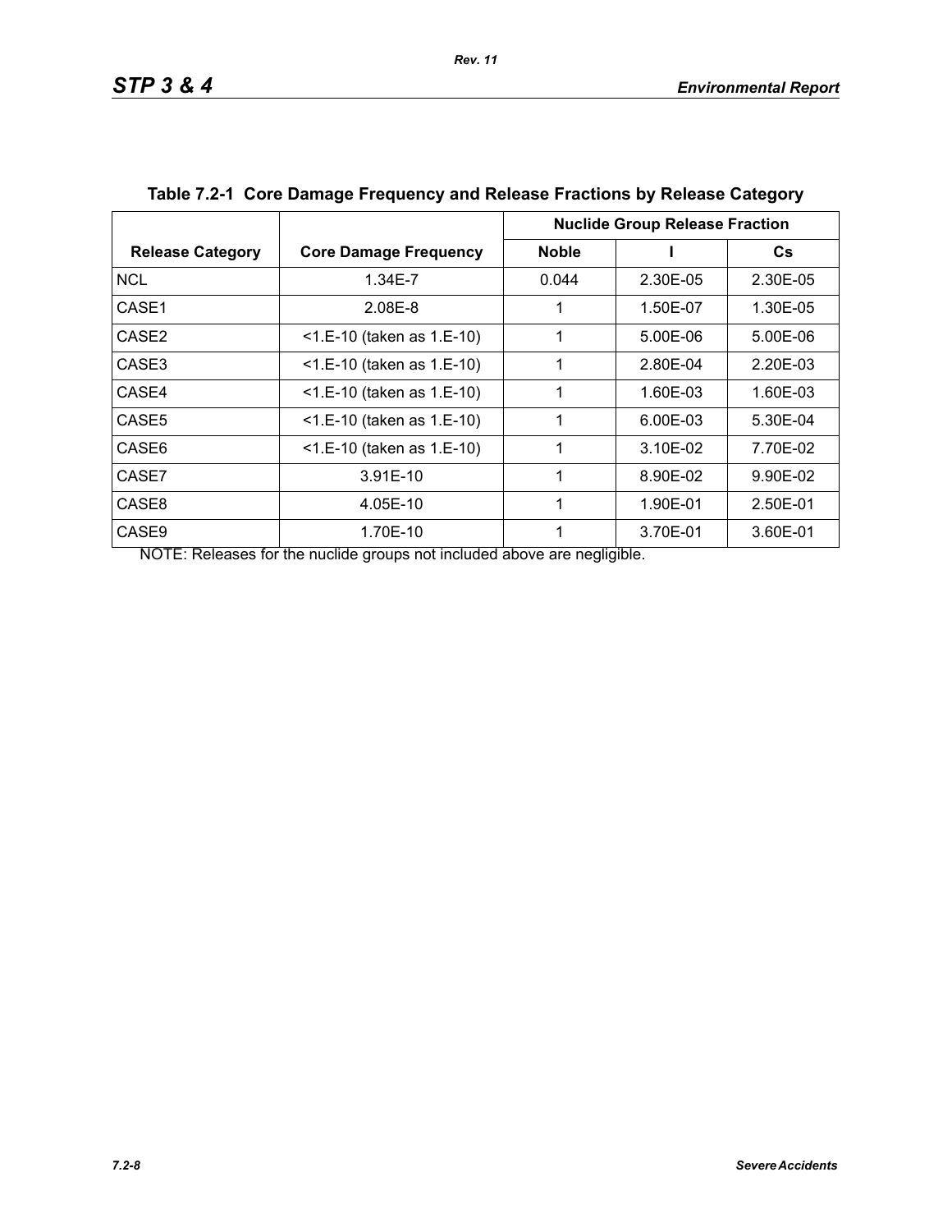**Table 7.2-1 Core Damage Frequency and Release Fractions by Release Category**

| Release Category | Core Damage Frequency | Nuclide Group Release Fraction | | |
|---|---|---|---|---|
| | | Noble | I | Cs |
| NCL | 1.34E-7 | 0.044 | 2.30E-05 | 2.30E-05 |
| CASE1 | 2.08E-8 | 1 | 1.50E-07 | 1.30E-05 |
| CASE2 | <1.E-10 (taken as 1.E-10) | 1 | 5.00E-06 | 5.00E-06 |
| CASE3 | <1.E-10 (taken as 1.E-10) | 1 | 2.80E-04 | 2.20E-03 |
| CASE4 | <1.E-10 (taken as 1.E-10) | 1 | 1.60E-03 | 1.60E-03 |
| CASE5 | <1.E-10 (taken as 1.E-10) | 1 | 6.00E-03 | 5.30E-04 |
| CASE6 | <1.E-10 (taken as 1.E-10) | 1 | 3.10E-02 | 7.70E-02 |
| CASE7 | 3.91E-10 | 1 | 8.90E-02 | 9.90E-02 |
| CASE8 | 4.05E-10 | 1 | 1.90E-01 | 2.50E-01 |
| CASE9 | 1.70E-10 | 1 | 3.70E-01 | 3.60E-01 |

NOTE: Releases for the nuclide groups not included above are negligible.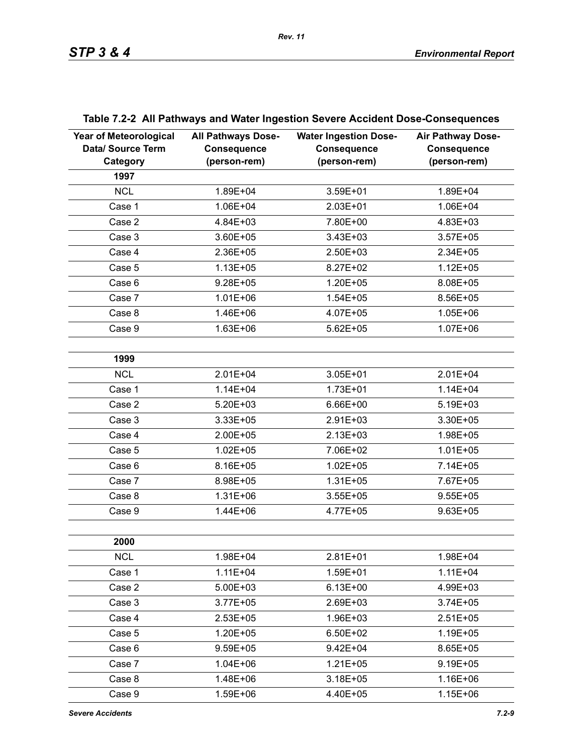**Table 7.2-2 All Pathways and Water Ingestion Severe Accident Dose-Consequences**

| Year of Meteorological Data/ Source Term Category | All Pathways Dose-Consequence (person-rem) | Water Ingestion Dose-Consequence (person-rem) | Air Pathway Dose-Consequence (person-rem) |
|---|---|---|---|
| **1997** | | | |
| NCL | 1.89E+04 | 3.59E+01 | 1.89E+04 |
| Case 1 | 1.06E+04 | 2.03E+01 | 1.06E+04 |
| Case 2 | 4.84E+03 | 7.80E+00 | 4.83E+03 |
| Case 3 | 3.60E+05 | 3.43E+03 | 3.57E+05 |
| Case 4 | 2.36E+05 | 2.50E+03 | 2.34E+05 |
| Case 5 | 1.13E+05 | 8.27E+02 | 1.12E+05 |
| Case 6 | 9.28E+05 | 1.20E+05 | 8.08E+05 |
| Case 7 | 1.01E+06 | 1.54E+05 | 8.56E+05 |
| Case 8 | 1.46E+06 | 4.07E+05 | 1.05E+06 |
| Case 9 | 1.63E+06 | 5.62E+05 | 1.07E+06 |
| | | | |
| **1999** | | | |
| NCL | 2.01E+04 | 3.05E+01 | 2.01E+04 |
| Case 1 | 1.14E+04 | 1.73E+01 | 1.14E+04 |
| Case 2 | 5.20E+03 | 6.66E+00 | 5.19E+03 |
| Case 3 | 3.33E+05 | 2.91E+03 | 3.30E+05 |
| Case 4 | 2.00E+05 | 2.13E+03 | 1.98E+05 |
| Case 5 | 1.02E+05 | 7.06E+02 | 1.01E+05 |
| Case 6 | 8.16E+05 | 1.02E+05 | 7.14E+05 |
| Case 7 | 8.98E+05 | 1.31E+05 | 7.67E+05 |
| Case 8 | 1.31E+06 | 3.55E+05 | 9.55E+05 |
| Case 9 | 1.44E+06 | 4.77E+05 | 9.63E+05 |
| | | | |
| **2000** | | | |
| NCL | 1.98E+04 | 2.81E+01 | 1.98E+04 |
| Case 1 | 1.11E+04 | 1.59E+01 | 1.11E+04 |
| Case 2 | 5.00E+03 | 6.13E+00 | 4.99E+03 |
| Case 3 | 3.77E+05 | 2.69E+03 | 3.74E+05 |
| Case 4 | 2.53E+05 | 1.96E+03 | 2.51E+05 |
| Case 5 | 1.20E+05 | 6.50E+02 | 1.19E+05 |
| Case 6 | 9.59E+05 | 9.42E+04 | 8.65E+05 |
| Case 7 | 1.04E+06 | 1.21E+05 | 9.19E+05 |
| Case 8 | 1.48E+06 | 3.18E+05 | 1.16E+06 |
| Case 9 | 1.59E+06 | 4.40E+05 | 1.15E+06 |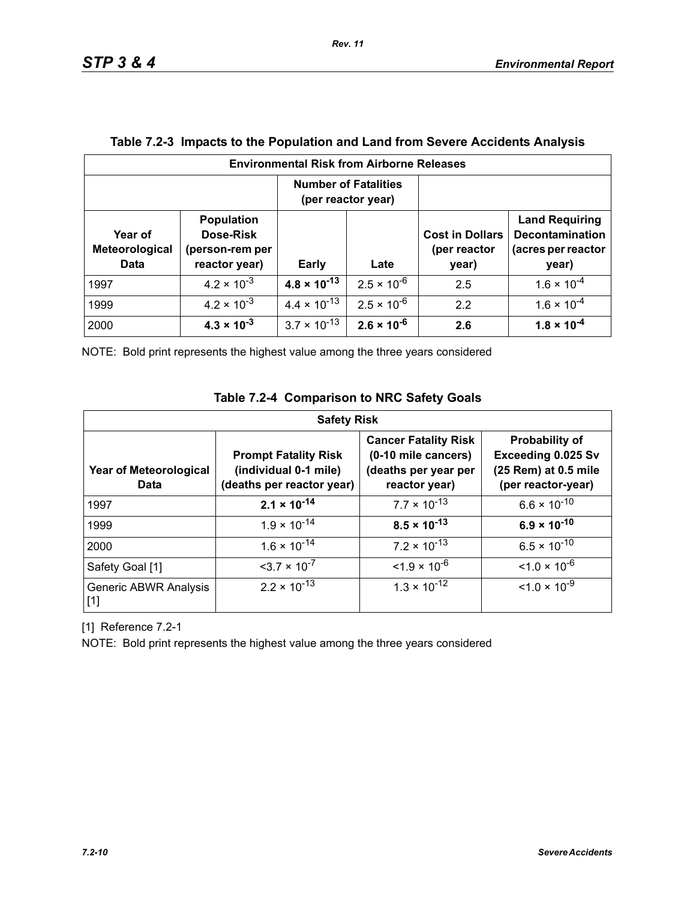**Table 7.2-3 Impacts to the Population and Land from Severe Accidents Analysis**

| Environmental Risk from Airborne Releases | | | | | |
|---|---|---|---|---|---|
| | | Number of Fatalities (per reactor year) | | | |
| Year of Meteorological Data | Population Dose-Risk (person-rem per reactor year) | Early | Late | Cost in Dollars (per reactor year) | Land Requiring Decontamination (acres per reactor year) |
| 1997 | $4.2 \times 10^{-3}$ | **$4.8 \times 10^{-13}$** | $2.5 \times 10^{-6}$ | 2.5 | $1.6 \times 10^{-4}$ |
| 1999 | $4.2 \times 10^{-3}$ | $4.4 \times 10^{-13}$ | $2.5 \times 10^{-6}$ | 2.2 | $1.6 \times 10^{-4}$ |
| 2000 | **$4.3 \times 10^{-3}$** | $3.7 \times 10^{-13}$ | **$2.6 \times 10^{-6}$** | **2.6** | **$1.8 \times 10^{-4}$** |

NOTE: Bold print represents the highest value among the three years considered

**Table 7.2-4 Comparison to NRC Safety Goals**

| Safety Risk | | | |
|---|---|---|---|
| Year of Meteorological Data | Prompt Fatality Risk (individual 0-1 mile) (deaths per reactor year) | Cancer Fatality Risk (0-10 mile cancers) (deaths per year per reactor year) | Probability of Exceeding 0.025 Sv (25 Rem) at 0.5 mile (per reactor-year) |
| 1997 | **$2.1 \times 10^{-14}$** | $7.7 \times 10^{-13}$ | $6.6 \times 10^{-10}$ |
| 1999 | $1.9 \times 10^{-14}$ | **$8.5 \times 10^{-13}$** | **$6.9 \times 10^{-10}$** |
| 2000 | $1.6 \times 10^{-14}$ | $7.2 \times 10^{-13}$ | $6.5 \times 10^{-10}$ |
| Safety Goal [1] | $<3.7 \times 10^{-7}$ | $<1.9 \times 10^{-6}$ | $<1.0 \times 10^{-6}$ |
| Generic ABWR Analysis [1] | $2.2 \times 10^{-13}$ | $1.3 \times 10^{-12}$ | $<1.0 \times 10^{-9}$ |

[1] Reference 7.2-1

NOTE: Bold print represents the highest value among the three years considered